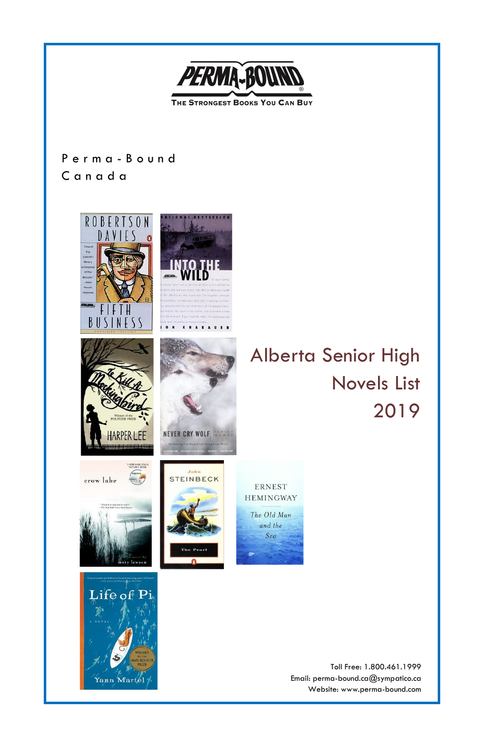PERMA-BOUND

THE STRONGEST BOOKS YOU CAN BUY

Perma-Bound Canada

# Alberta Senior High Novels List 2019

Toll Free: 1.800.461.1999
Email: perma-bound.ca@sympatico.ca
Website: www.perma-bound.com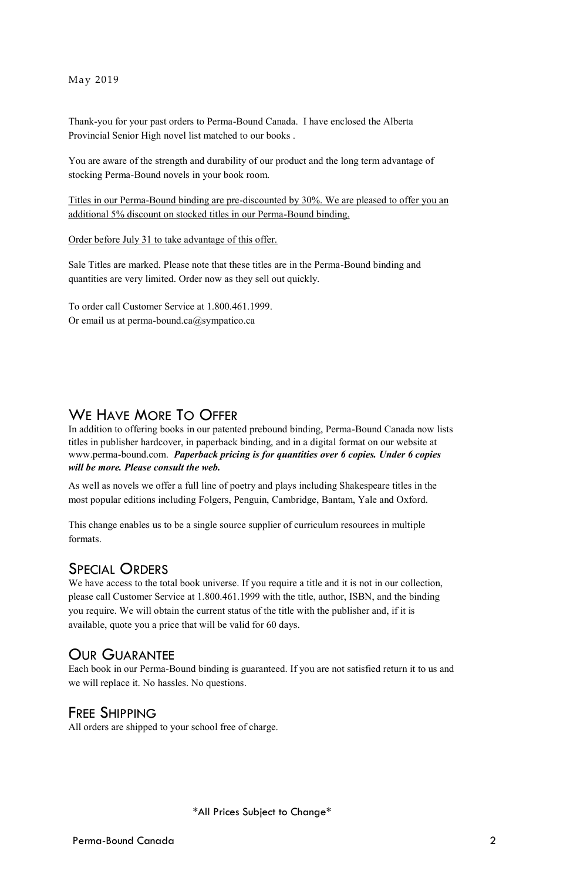May 2019

Thank-you for your past orders to Perma-Bound Canada. I have enclosed the Alberta Provincial Senior High novel list matched to our books .

You are aware of the strength and durability of our product and the long term advantage of stocking Perma-Bound novels in your book room.

Titles in our Perma-Bound binding are pre-discounted by 30%. We are pleased to offer you an additional 5% discount on stocked titles in our Perma-Bound binding.

Order before July 31 to take advantage of this offer.

Sale Titles are marked. Please note that these titles are in the Perma-Bound binding and quantities are very limited. Order now as they sell out quickly.

To order call Customer Service at 1.800.461.1999.
Or email us at perma-bound.ca@sympatico.ca

## We Have More To Offer

In addition to offering books in our patented prebound binding, Perma-Bound Canada now lists titles in publisher hardcover, in paperback binding, and in a digital format on our website at www.perma-bound.com. ***Paperback pricing is for quantities over 6 copies. Under 6 copies will be more. Please consult the web.***

As well as novels we offer a full line of poetry and plays including Shakespeare titles in the most popular editions including Folgers, Penguin, Cambridge, Bantam, Yale and Oxford.

This change enables us to be a single source supplier of curriculum resources in multiple formats.

## Special Orders

We have access to the total book universe. If you require a title and it is not in our collection, please call Customer Service at 1.800.461.1999 with the title, author, ISBN, and the binding you require. We will obtain the current status of the title with the publisher and, if it is available, quote you a price that will be valid for 60 days.

## Our Guarantee

Each book in our Perma-Bound binding is guaranteed. If you are not satisfied return it to us and we will replace it. No hassles. No questions.

## Free Shipping

All orders are shipped to your school free of charge.

*All Prices Subject to Change*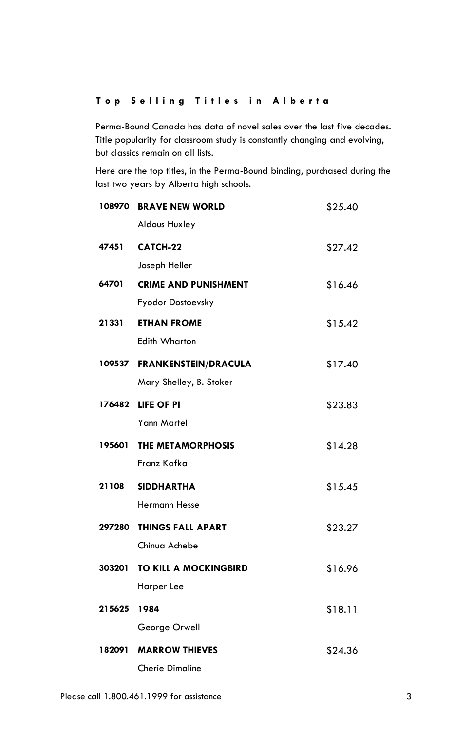## Top Selling Titles in Alberta

Perma-Bound Canada has data of novel sales over the last five decades. Title popularity for classroom study is constantly changing and evolving, but classics remain on all lists.

Here are the top titles, in the Perma-Bound binding, purchased during the last two years by Alberta high schools.

| | | |
|---|---|---|
| **108970** | **BRAVE NEW WORLD**<br>Aldous Huxley | $25.40 |
| **47451** | **CATCH-22**<br>Joseph Heller | $27.42 |
| **64701** | **CRIME AND PUNISHMENT**<br>Fyodor Dostoevsky | $16.46 |
| **21331** | **ETHAN FROME**<br>Edith Wharton | $15.42 |
| **109537** | **FRANKENSTEIN/DRACULA**<br>Mary Shelley, B. Stoker | $17.40 |
| **176482** | **LIFE OF PI**<br>Yann Martel | $23.83 |
| **195601** | **THE METAMORPHOSIS**<br>Franz Kafka | $14.28 |
| **21108** | **SIDDHARTHA**<br>Hermann Hesse | $15.45 |
| **297280** | **THINGS FALL APART**<br>Chinua Achebe | $23.27 |
| **303201** | **TO KILL A MOCKINGBIRD**<br>Harper Lee | $16.96 |
| **215625** | **1984**<br>George Orwell | $18.11 |
| **182091** | **MARROW THIEVES**<br>Cherie Dimaline | $24.36 |

Please call 1.800.461.1999 for assistance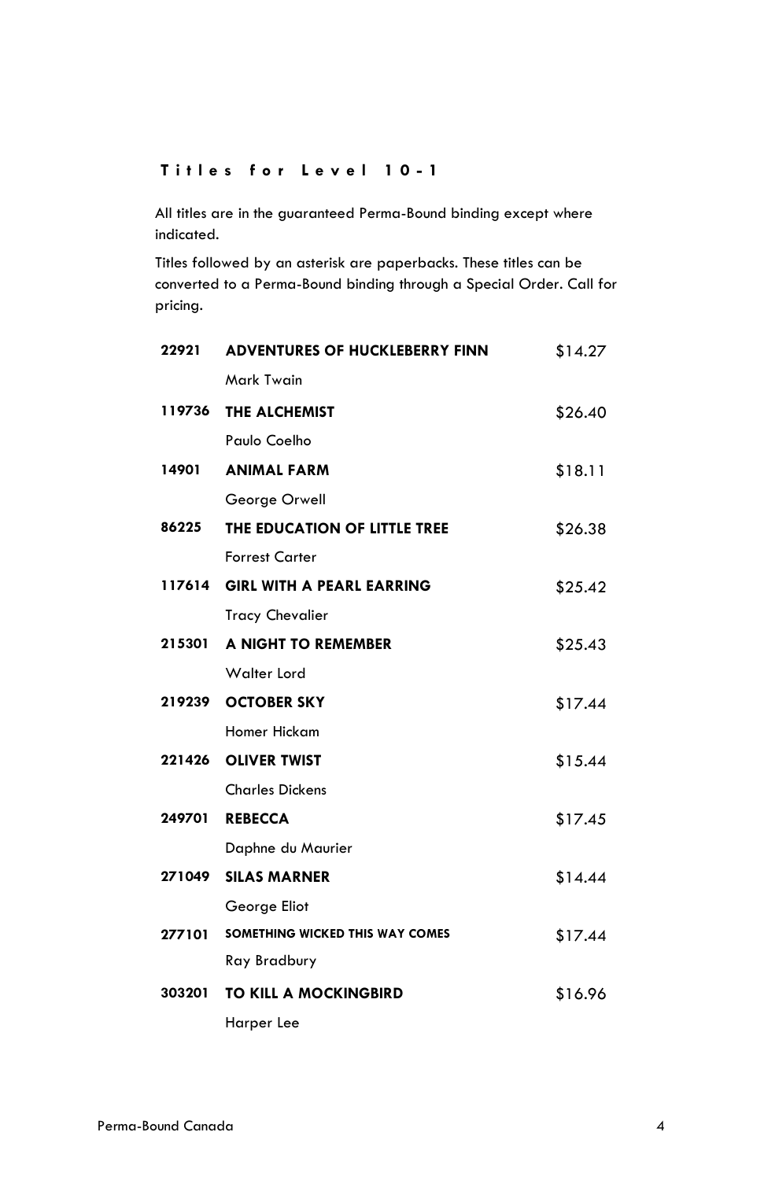## Titles for Level 10-1

All titles are in the guaranteed Perma-Bound binding except where indicated.

Titles followed by an asterisk are paperbacks. These titles can be converted to a Perma-Bound binding through a Special Order. Call for pricing.

| | | |
|---|---|---|
| **22921** | **ADVENTURES OF HUCKLEBERRY FINN**<br>Mark Twain | $14.27 |
| **119736** | **THE ALCHEMIST**<br>Paulo Coelho | $26.40 |
| **14901** | **ANIMAL FARM**<br>George Orwell | $18.11 |
| **86225** | **THE EDUCATION OF LITTLE TREE**<br>Forrest Carter | $26.38 |
| **117614** | **GIRL WITH A PEARL EARRING**<br>Tracy Chevalier | $25.42 |
| **215301** | **A NIGHT TO REMEMBER**<br>Walter Lord | $25.43 |
| **219239** | **OCTOBER SKY**<br>Homer Hickam | $17.44 |
| **221426** | **OLIVER TWIST**<br>Charles Dickens | $15.44 |
| **249701** | **REBECCA**<br>Daphne du Maurier | $17.45 |
| **271049** | **SILAS MARNER**<br>George Eliot | $14.44 |
| **277101** | **SOMETHING WICKED THIS WAY COMES**<br>Ray Bradbury | $17.44 |
| **303201** | **TO KILL A MOCKINGBIRD**<br>Harper Lee | $16.96 |

Perma-Bound Canada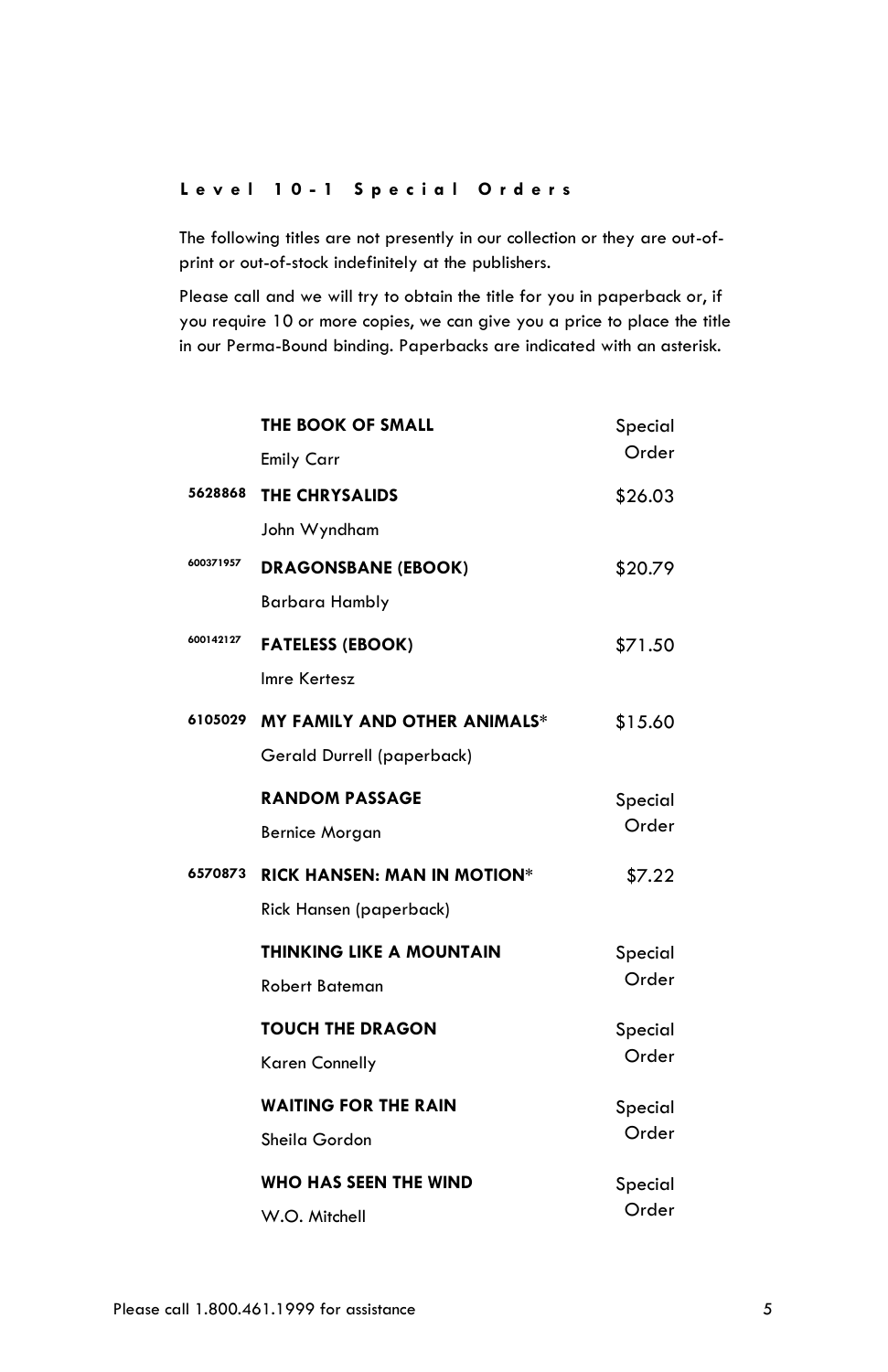## Level 10-1 Special Orders

The following titles are not presently in our collection or they are out-of-print or out-of-stock indefinitely at the publishers.

Please call and we will try to obtain the title for you in paperback or, if you require 10 or more copies, we can give you a price to place the title in our Perma-Bound binding. Paperbacks are indicated with an asterisk.

| | Title / Author | Price |
|---|---|---|
| | **THE BOOK OF SMALL**<br>Emily Carr | Special Order |
| 5628868 | **THE CHRYSALIDS**<br>John Wyndham | $26.03 |
| 600371957 | **DRAGONSBANE (EBOOK)**<br>Barbara Hambly | $20.79 |
| 600142127 | **FATELESS (EBOOK)**<br>Imre Kertesz | $71.50 |
| 6105029 | **MY FAMILY AND OTHER ANIMALS***<br>Gerald Durrell (paperback) | $15.60 |
| | **RANDOM PASSAGE**<br>Bernice Morgan | Special Order |
| 6570873 | **RICK HANSEN: MAN IN MOTION***<br>Rick Hansen (paperback) | $7.22 |
| | **THINKING LIKE A MOUNTAIN**<br>Robert Bateman | Special Order |
| | **TOUCH THE DRAGON**<br>Karen Connelly | Special Order |
| | **WAITING FOR THE RAIN**<br>Sheila Gordon | Special Order |
| | **WHO HAS SEEN THE WIND**<br>W.O. Mitchell | Special Order |

Please call 1.800.461.1999 for assistance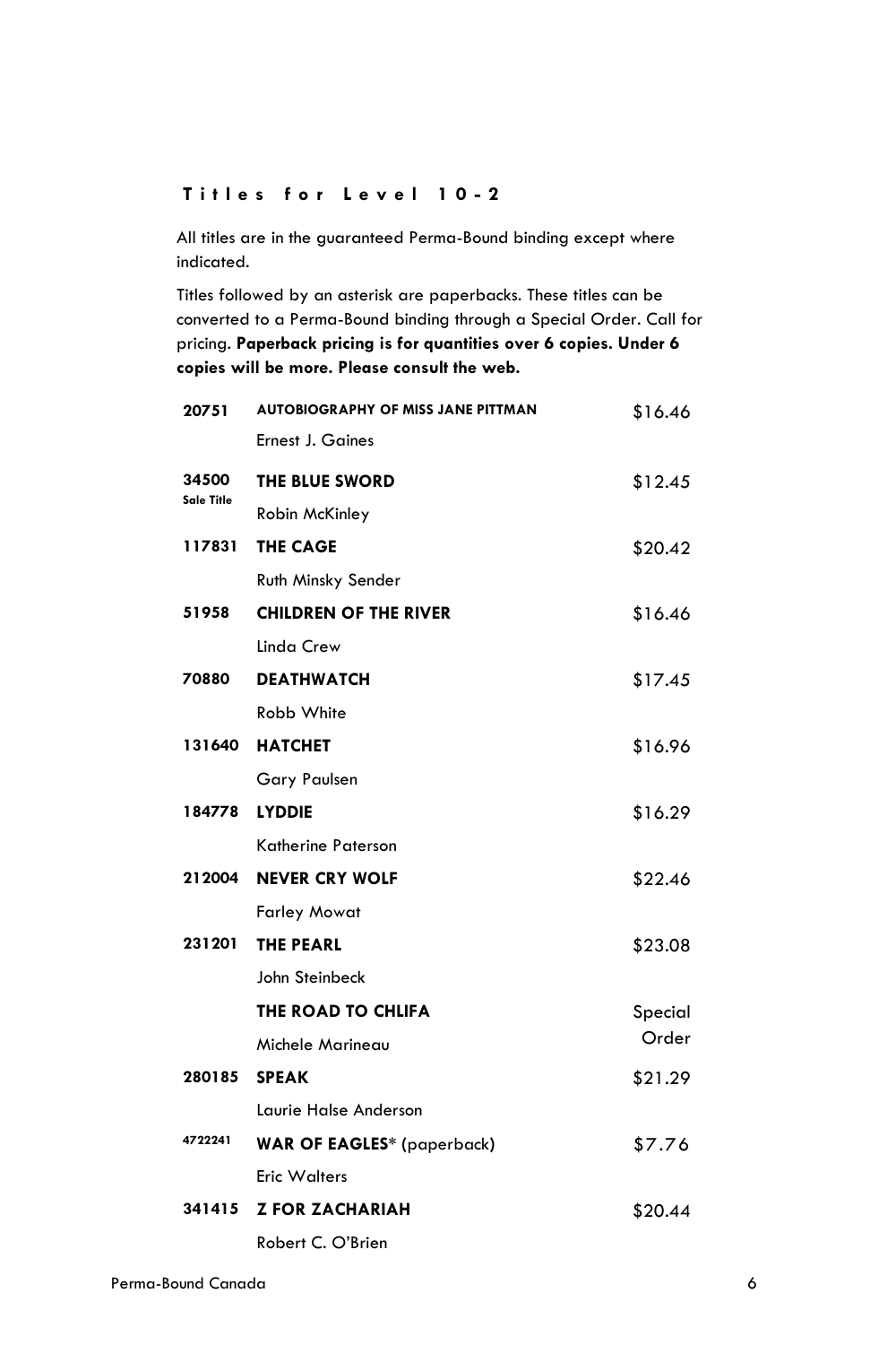## Titles for Level 10-2

All titles are in the guaranteed Perma-Bound binding except where indicated.

Titles followed by an asterisk are paperbacks. These titles can be converted to a Perma-Bound binding through a Special Order. Call for pricing. **Paperback pricing is for quantities over 6 copies. Under 6 copies will be more. Please consult the web.**

| Number | Title / Author | Price |
|---|---|---|
| 20751 | **AUTOBIOGRAPHY OF MISS JANE PITTMAN**<br>Ernest J. Gaines | $16.46 |
| 34500<br>Sale Title | **THE BLUE SWORD**<br>Robin McKinley | $12.45 |
| 117831 | **THE CAGE**<br>Ruth Minsky Sender | $20.42 |
| 51958 | **CHILDREN OF THE RIVER**<br>Linda Crew | $16.46 |
| 70880 | **DEATHWATCH**<br>Robb White | $17.45 |
| 131640 | **HATCHET**<br>Gary Paulsen | $16.96 |
| 184778 | **LYDDIE**<br>Katherine Paterson | $16.29 |
| 212004 | **NEVER CRY WOLF**<br>Farley Mowat | $22.46 |
| 231201 | **THE PEARL**<br>John Steinbeck | $23.08 |
| | **THE ROAD TO CHLIFA**<br>Michele Marineau | Special Order |
| 280185 | **SPEAK**<br>Laurie Halse Anderson | $21.29 |
| 4722241 | **WAR OF EAGLES*** (paperback)<br>Eric Walters | $7.76 |
| 341415 | **Z FOR ZACHARIAH**<br>Robert C. O'Brien | $20.44 |

Perma-Bound Canada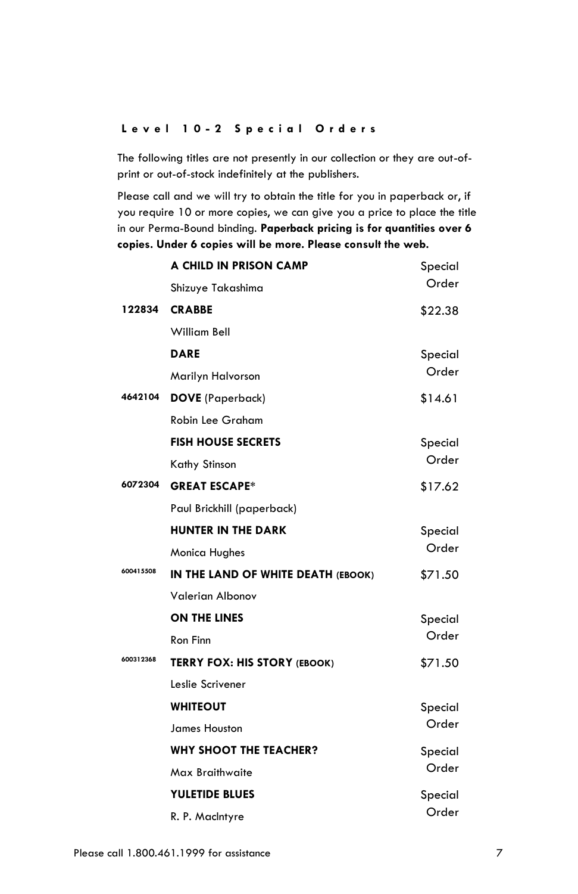## Level 10-2 Special Orders

The following titles are not presently in our collection or they are out-of-print or out-of-stock indefinitely at the publishers.

Please call and we will try to obtain the title for you in paperback or, if you require 10 or more copies, we can give you a price to place the title in our Perma-Bound binding. **Paperback pricing is for quantities over 6 copies. Under 6 copies will be more. Please consult the web.**

| | Title / Author | Price |
|---|---|---|
| | **A CHILD IN PRISON CAMP**<br>Shizuye Takashima | Special Order |
| 122834 | **CRABBE**<br>William Bell | $22.38 |
| | **DARE**<br>Marilyn Halvorson | Special Order |
| 4642104 | **DOVE** (Paperback)<br>Robin Lee Graham | $14.61 |
| | **FISH HOUSE SECRETS**<br>Kathy Stinson | Special Order |
| 6072304 | **GREAT ESCAPE***<br>Paul Brickhill (paperback) | $17.62 |
| | **HUNTER IN THE DARK**<br>Monica Hughes | Special Order |
| 600415508 | **IN THE LAND OF WHITE DEATH (EBOOK)**<br>Valerian Albonov | $71.50 |
| | **ON THE LINES**<br>Ron Finn | Special Order |
| 600312368 | **TERRY FOX: HIS STORY (EBOOK)**<br>Leslie Scrivener | $71.50 |
| | **WHITEOUT**<br>James Houston | Special Order |
| | **WHY SHOOT THE TEACHER?**<br>Max Braithwaite | Special Order |
| | **YULETIDE BLUES**<br>R. P. MacIntyre | Special Order |

Please call 1.800.461.1999 for assistance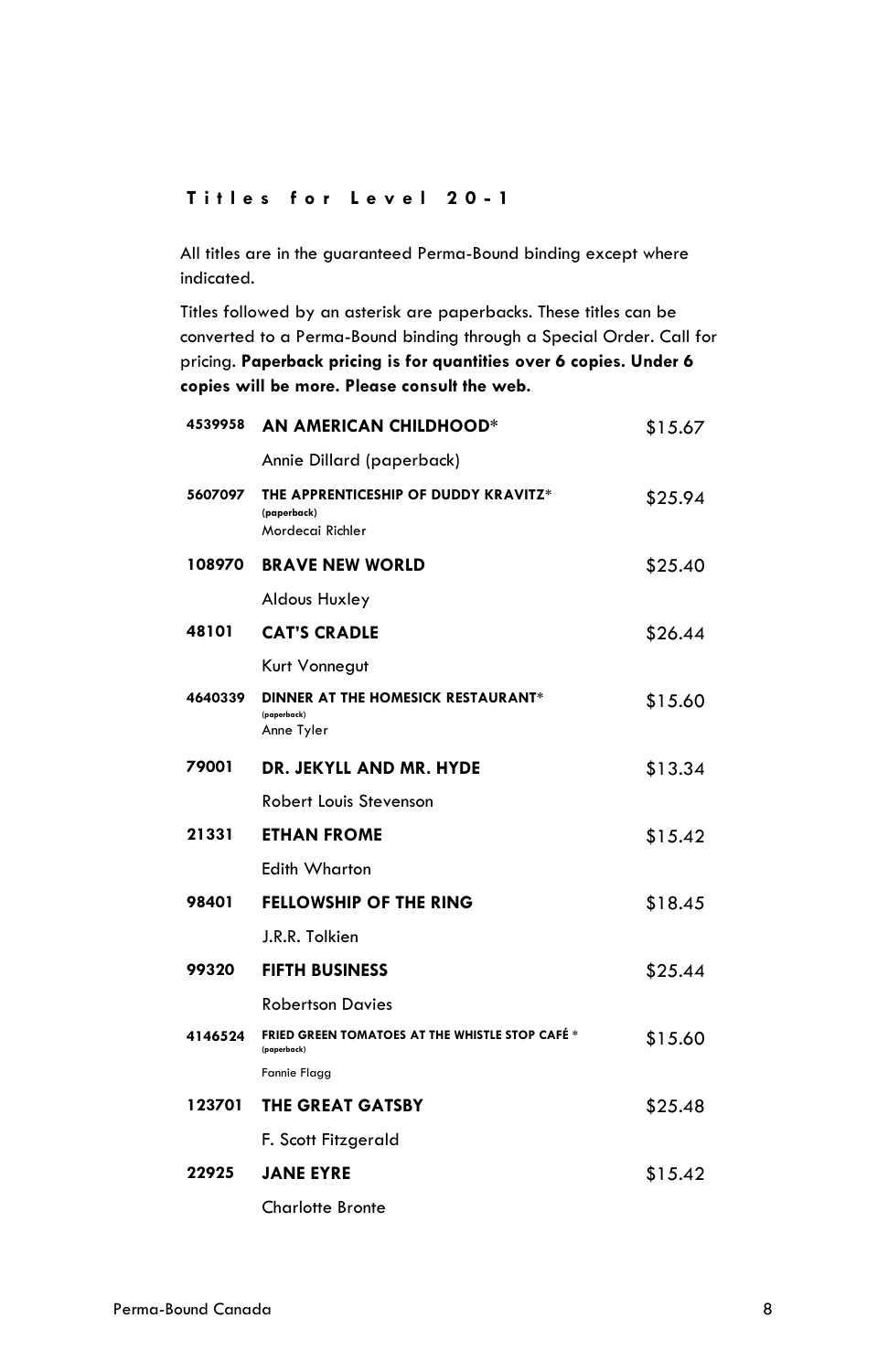**Titles for Level 20-1**

All titles are in the guaranteed Perma-Bound binding except where indicated.

Titles followed by an asterisk are paperbacks. These titles can be converted to a Perma-Bound binding through a Special Order. Call for pricing. **Paperback pricing is for quantities over 6 copies. Under 6 copies will be more. Please consult the web.**

| | | |
|---|---|---|
| 4539958 | **AN AMERICAN CHILDHOOD***<br>Annie Dillard (paperback) | $15.67 |
| 5607097 | **THE APPRENTICESHIP OF DUDDY KRAVITZ*** (paperback)<br>Mordecai Richler | $25.94 |
| 108970 | **BRAVE NEW WORLD**<br>Aldous Huxley | $25.40 |
| 48101 | **CAT'S CRADLE**<br>Kurt Vonnegut | $26.44 |
| 4640339 | **DINNER AT THE HOMESICK RESTAURANT*** (paperback)<br>Anne Tyler | $15.60 |
| 79001 | **DR. JEKYLL AND MR. HYDE**<br>Robert Louis Stevenson | $13.34 |
| 21331 | **ETHAN FROME**<br>Edith Wharton | $15.42 |
| 98401 | **FELLOWSHIP OF THE RING**<br>J.R.R. Tolkien | $18.45 |
| 99320 | **FIFTH BUSINESS**<br>Robertson Davies | $25.44 |
| 4146524 | **FRIED GREEN TOMATOES AT THE WHISTLE STOP CAFÉ *** (paperback)<br>Fannie Flagg | $15.60 |
| 123701 | **THE GREAT GATSBY**<br>F. Scott Fitzgerald | $25.48 |
| 22925 | **JANE EYRE**<br>Charlotte Bronte | $15.42 |

Perma-Bound Canada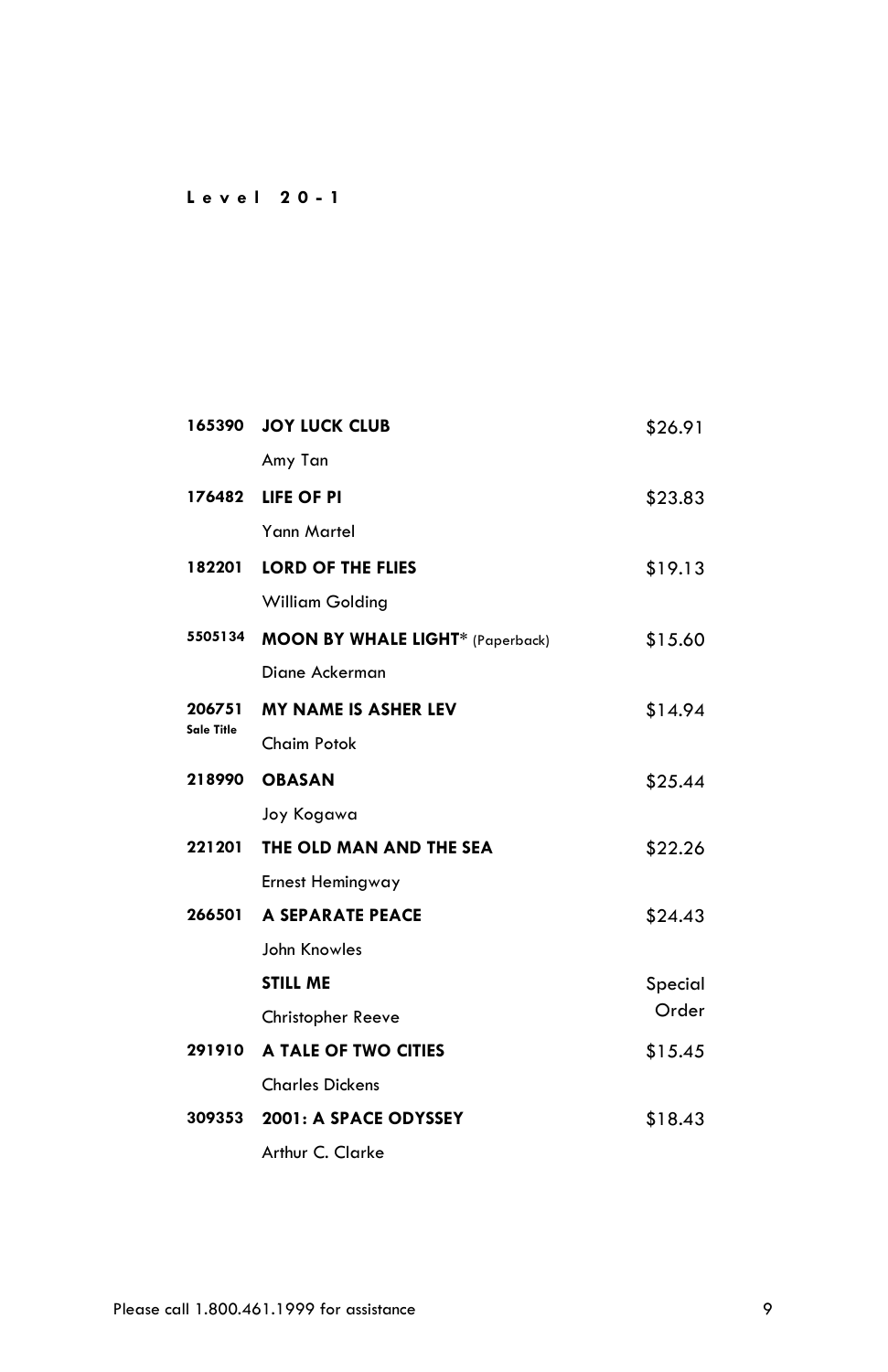**Level 20-1**

| Item # | Title / Author | Price |
|---|---|---|
| 165390 | **JOY LUCK CLUB**<br>Amy Tan | $26.91 |
| 176482 | **LIFE OF PI**<br>Yann Martel | $23.83 |
| 182201 | **LORD OF THE FLIES**<br>William Golding | $19.13 |
| 5505134 | **MOON BY WHALE LIGHT*** (Paperback)<br>Diane Ackerman | $15.60 |
| 206751<br>Sale Title | **MY NAME IS ASHER LEV**<br>Chaim Potok | $14.94 |
| 218990 | **OBASAN**<br>Joy Kogawa | $25.44 |
| 221201 | **THE OLD MAN AND THE SEA**<br>Ernest Hemingway | $22.26 |
| 266501 | **A SEPARATE PEACE**<br>John Knowles | $24.43 |
| | **STILL ME**<br>Christopher Reeve | Special Order |
| 291910 | **A TALE OF TWO CITIES**<br>Charles Dickens | $15.45 |
| 309353 | **2001: A SPACE ODYSSEY**<br>Arthur C. Clarke | $18.43 |

Please call 1.800.461.1999 for assistance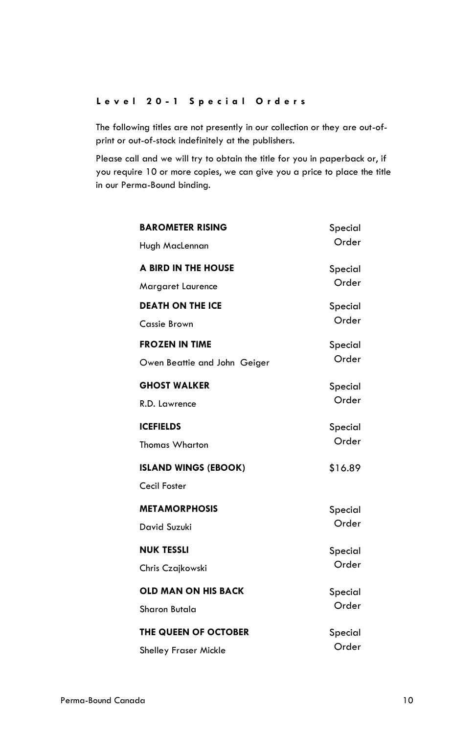## Level 20-1 Special Orders

The following titles are not presently in our collection or they are out-of-print or out-of-stock indefinitely at the publishers.

Please call and we will try to obtain the title for you in paperback or, if you require 10 or more copies, we can give you a price to place the title in our Perma-Bound binding.

| Title / Author | Price |
|---|---|
| **BAROMETER RISING**<br>Hugh MacLennan | Special Order |
| **A BIRD IN THE HOUSE**<br>Margaret Laurence | Special Order |
| **DEATH ON THE ICE**<br>Cassie Brown | Special Order |
| **FROZEN IN TIME**<br>Owen Beattie and John Geiger | Special Order |
| **GHOST WALKER**<br>R.D. Lawrence | Special Order |
| **ICEFIELDS**<br>Thomas Wharton | Special Order |
| **ISLAND WINGS (EBOOK)**<br>Cecil Foster | $16.89 |
| **METAMORPHOSIS**<br>David Suzuki | Special Order |
| **NUK TESSLI**<br>Chris Czajkowski | Special Order |
| **OLD MAN ON HIS BACK**<br>Sharon Butala | Special Order |
| **THE QUEEN OF OCTOBER**<br>Shelley Fraser Mickle | Special Order |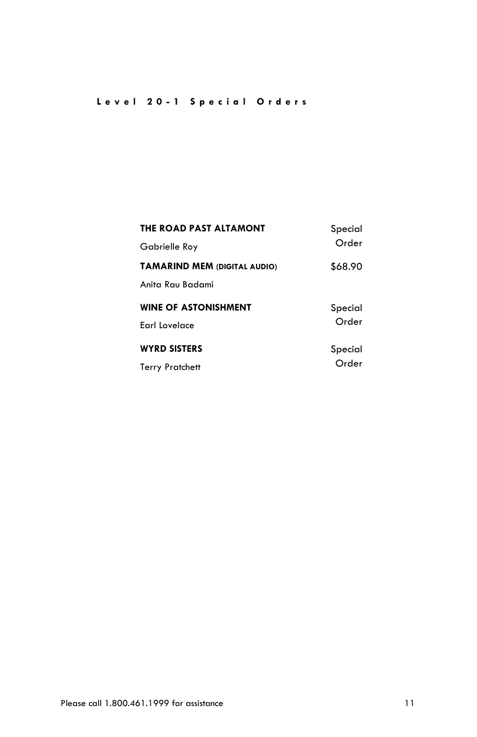## Level 20-1 Special Orders

| Title / Author | Price |
| --- | --- |
| **THE ROAD PAST ALTAMONT**<br>Gabrielle Roy | Special Order |
| **TAMARIND MEM (DIGITAL AUDIO)**<br>Anita Rau Badami | $68.90 |
| **WINE OF ASTONISHMENT**<br>Earl Lovelace | Special Order |
| **WYRD SISTERS**<br>Terry Pratchett | Special Order |

Please call 1.800.461.1999 for assistance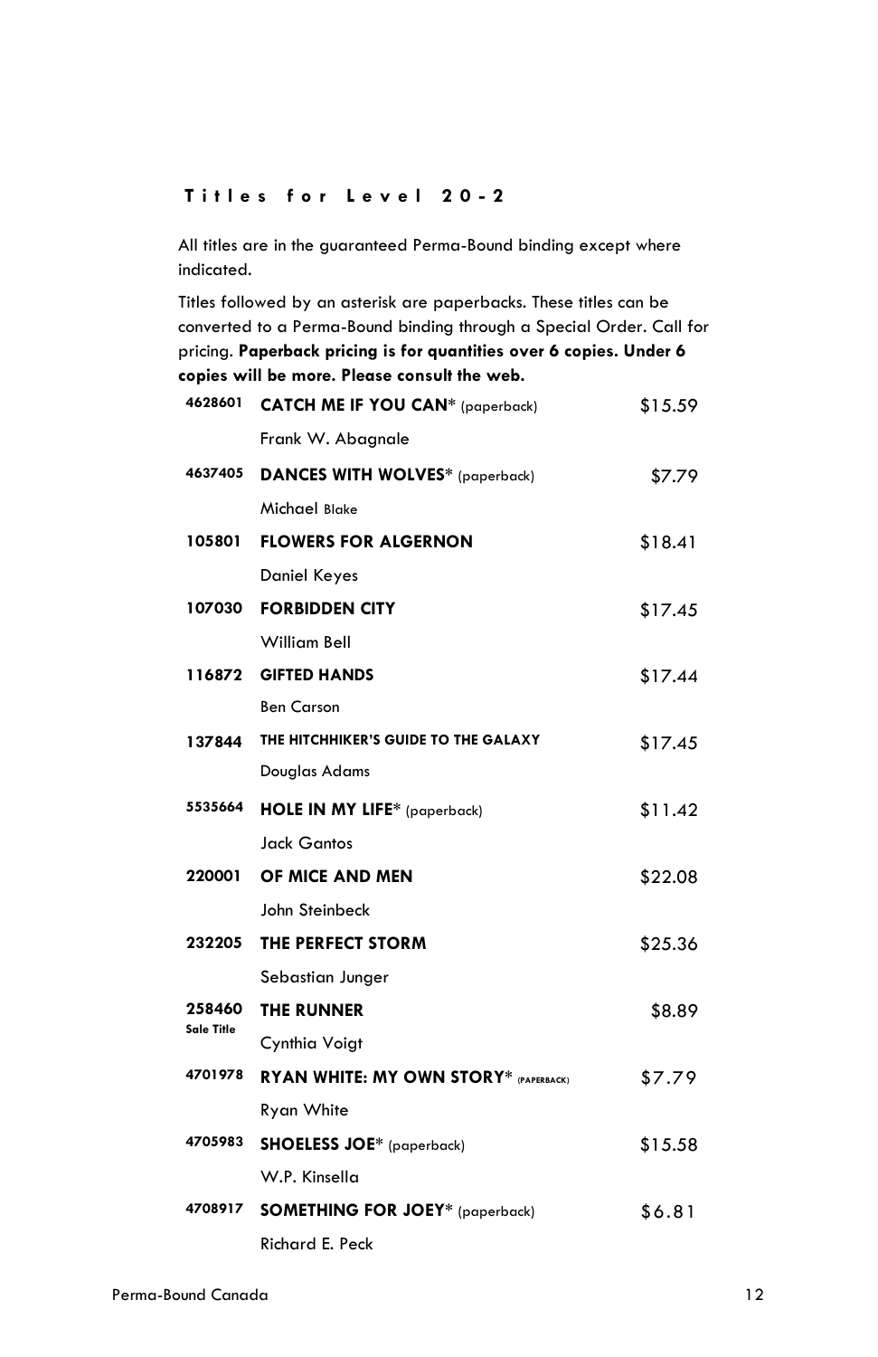## Titles for Level 20-2

All titles are in the guaranteed Perma-Bound binding except where indicated.

Titles followed by an asterisk are paperbacks. These titles can be converted to a Perma-Bound binding through a Special Order. Call for pricing. **Paperback pricing is for quantities over 6 copies. Under 6 copies will be more. Please consult the web.**

| | | |
|---|---|---|
| 4628601 | **CATCH ME IF YOU CAN*** (paperback)<br>Frank W. Abagnale | $15.59 |
| 4637405 | **DANCES WITH WOLVES*** (paperback)<br>Michael Blake | $7.79 |
| 105801 | **FLOWERS FOR ALGERNON**<br>Daniel Keyes | $18.41 |
| 107030 | **FORBIDDEN CITY**<br>William Bell | $17.45 |
| 116872 | **GIFTED HANDS**<br>Ben Carson | $17.44 |
| 137844 | **THE HITCHHIKER'S GUIDE TO THE GALAXY**<br>Douglas Adams | $17.45 |
| 5535664 | **HOLE IN MY LIFE*** (paperback)<br>Jack Gantos | $11.42 |
| 220001 | **OF MICE AND MEN**<br>John Steinbeck | $22.08 |
| 232205 | **THE PERFECT STORM**<br>Sebastian Junger | $25.36 |
| 258460<br>Sale Title | **THE RUNNER**<br>Cynthia Voigt | $8.89 |
| 4701978 | **RYAN WHITE: MY OWN STORY*** (PAPERBACK)<br>Ryan White | $7.79 |
| 4705983 | **SHOELESS JOE*** (paperback)<br>W.P. Kinsella | $15.58 |
| 4708917 | **SOMETHING FOR JOEY*** (paperback)<br>Richard E. Peck | $6.81 |

Perma-Bound Canada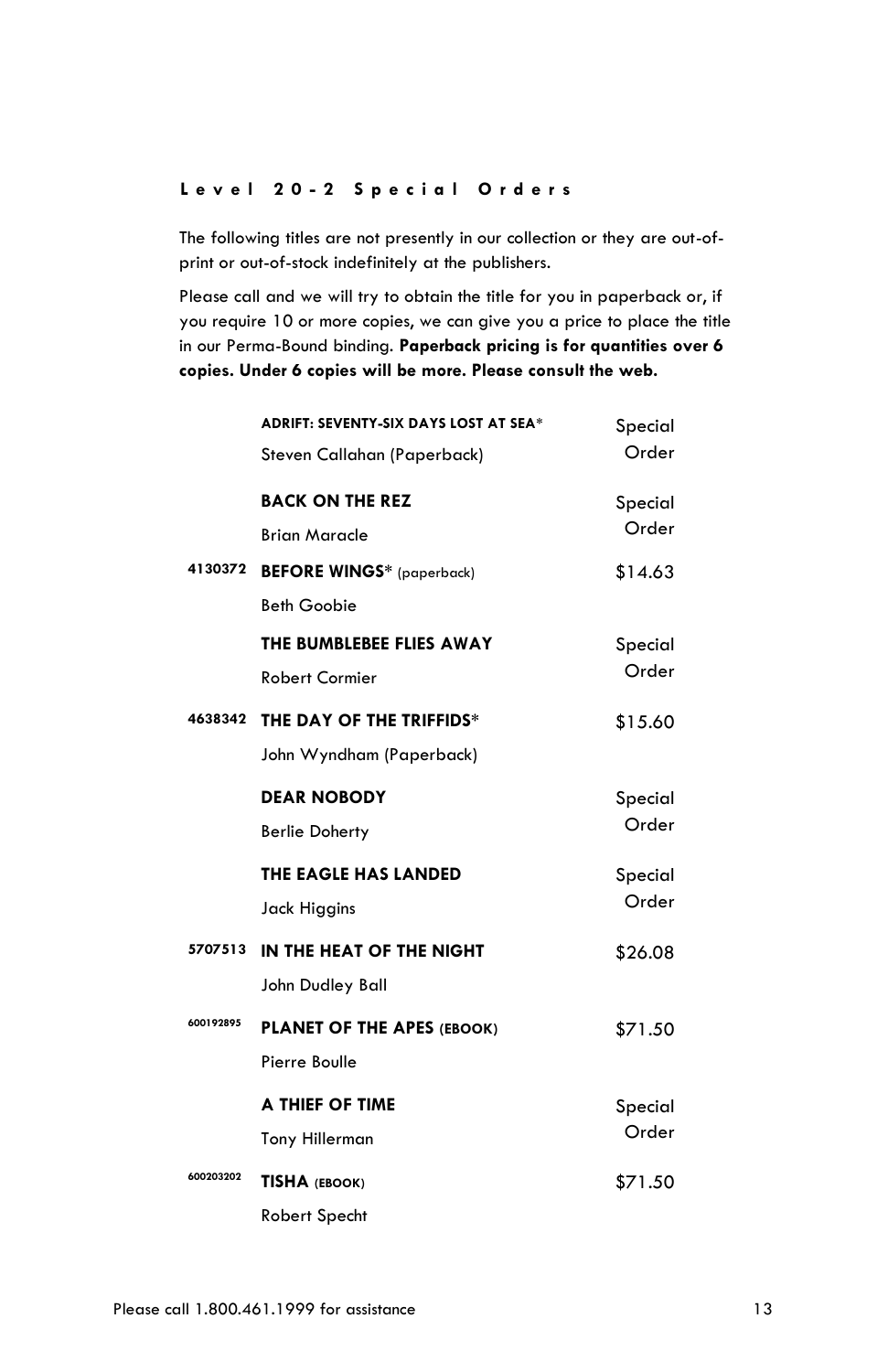## Level 20-2 Special Orders

The following titles are not presently in our collection or they are out-of-print or out-of-stock indefinitely at the publishers.

Please call and we will try to obtain the title for you in paperback or, if you require 10 or more copies, we can give you a price to place the title in our Perma-Bound binding. **Paperback pricing is for quantities over 6 copies. Under 6 copies will be more. Please consult the web.**

| | Title / Author | Price |
|---|---|---|
| | **ADRIFT: SEVENTY-SIX DAYS LOST AT SEA*** <br> Steven Callahan (Paperback) | Special Order |
| | **BACK ON THE REZ** <br> Brian Maracle | Special Order |
| 4130372 | **BEFORE WINGS*** (paperback) <br> Beth Goobie | $14.63 |
| | **THE BUMBLEBEE FLIES AWAY** <br> Robert Cormier | Special Order |
| 4638342 | **THE DAY OF THE TRIFFIDS*** <br> John Wyndham (Paperback) | $15.60 |
| | **DEAR NOBODY** <br> Berlie Doherty | Special Order |
| | **THE EAGLE HAS LANDED** <br> Jack Higgins | Special Order |
| 5707513 | **IN THE HEAT OF THE NIGHT** <br> John Dudley Ball | $26.08 |
| 600192895 | **PLANET OF THE APES (EBOOK)** <br> Pierre Boulle | $71.50 |
| | **A THIEF OF TIME** <br> Tony Hillerman | Special Order |
| 600203202 | **TISHA (EBOOK)** <br> Robert Specht | $71.50 |

Please call 1.800.461.1999 for assistance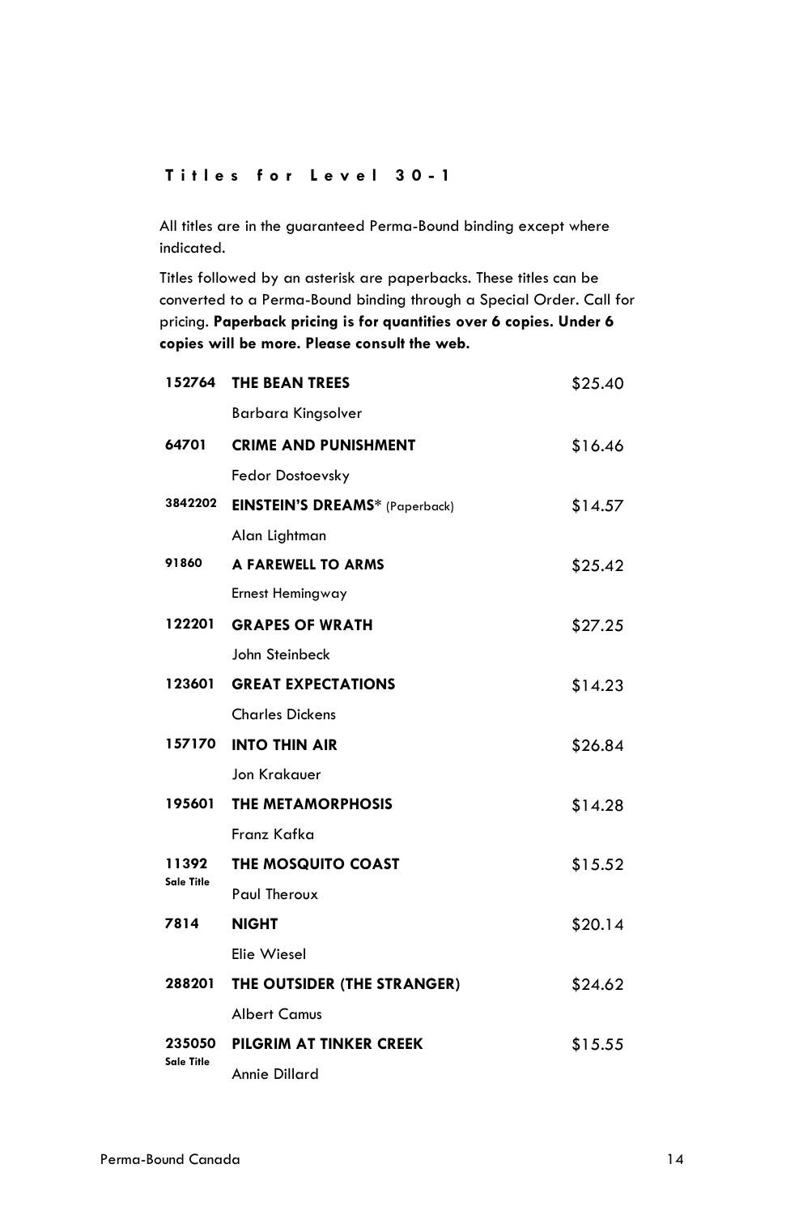## Titles for Level 30-1

All titles are in the guaranteed Perma-Bound binding except where indicated.

Titles followed by an asterisk are paperbacks. These titles can be converted to a Perma-Bound binding through a Special Order. Call for pricing. **Paperback pricing is for quantities over 6 copies. Under 6 copies will be more. Please consult the web.**

| | | |
|---|---|---|
| **152764** | **THE BEAN TREES**<br>Barbara Kingsolver | $25.40 |
| **64701** | **CRIME AND PUNISHMENT**<br>Fedor Dostoevsky | $16.46 |
| **3842202** | **EINSTEIN'S DREAMS*** (Paperback)<br>Alan Lightman | $14.57 |
| **91860** | **A FAREWELL TO ARMS**<br>Ernest Hemingway | $25.42 |
| **122201** | **GRAPES OF WRATH**<br>John Steinbeck | $27.25 |
| **123601** | **GREAT EXPECTATIONS**<br>Charles Dickens | $14.23 |
| **157170** | **INTO THIN AIR**<br>Jon Krakauer | $26.84 |
| **195601** | **THE METAMORPHOSIS**<br>Franz Kafka | $14.28 |
| **11392**<br>**Sale Title** | **THE MOSQUITO COAST**<br>Paul Theroux | $15.52 |
| **7814** | **NIGHT**<br>Elie Wiesel | $20.14 |
| **288201** | **THE OUTSIDER (THE STRANGER)**<br>Albert Camus | $24.62 |
| **235050**<br>**Sale Title** | **PILGRIM AT TINKER CREEK**<br>Annie Dillard | $15.55 |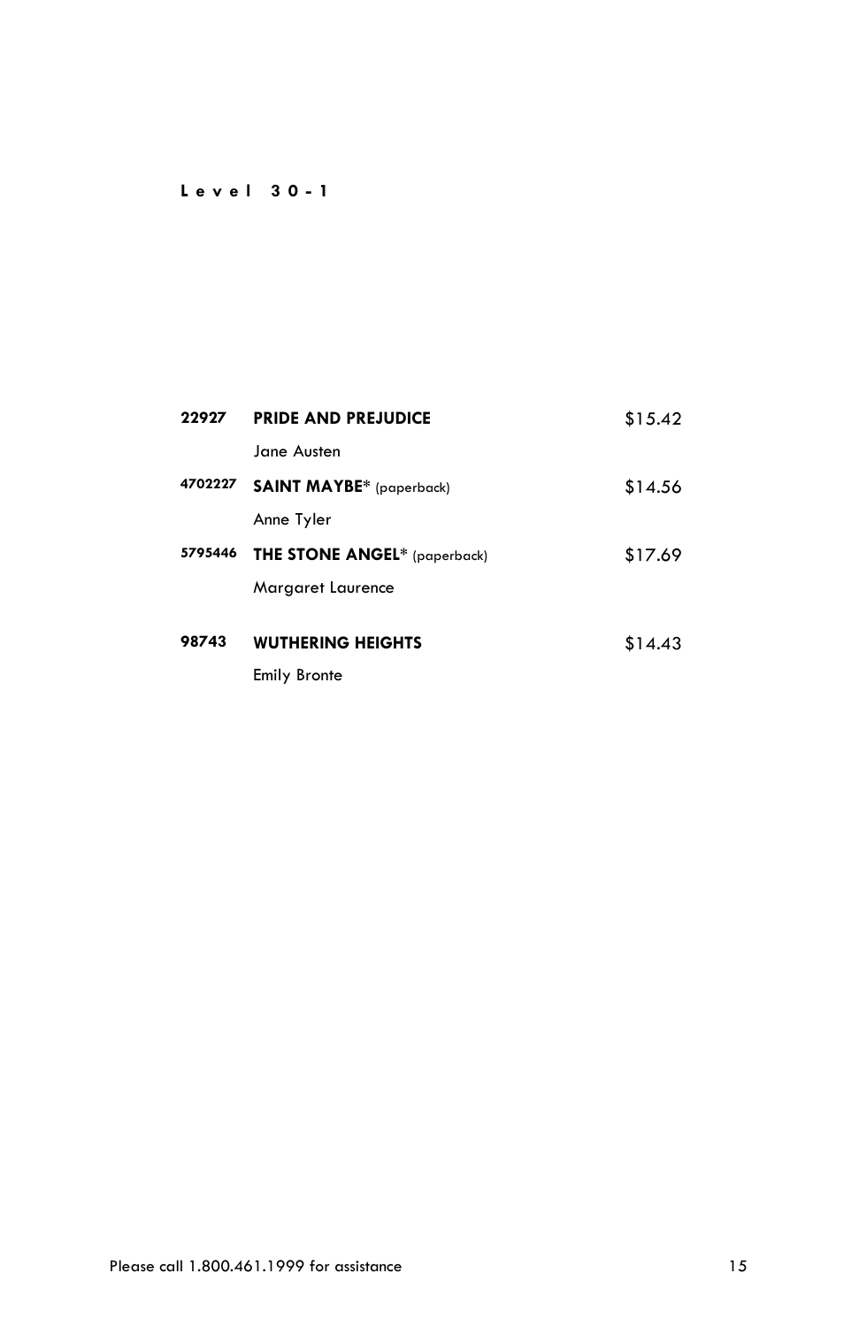**Level 30-1**

| | | |
|---|---|---|
| **22927** | **PRIDE AND PREJUDICE**<br>Jane Austen | $15.42 |
| **4702227** | **SAINT MAYBE*** (paperback)<br>Anne Tyler | $14.56 |
| **5795446** | **THE STONE ANGEL*** (paperback)<br>Margaret Laurence | $17.69 |
| **98743** | **WUTHERING HEIGHTS**<br>Emily Bronte | $14.43 |

Please call 1.800.461.1999 for assistance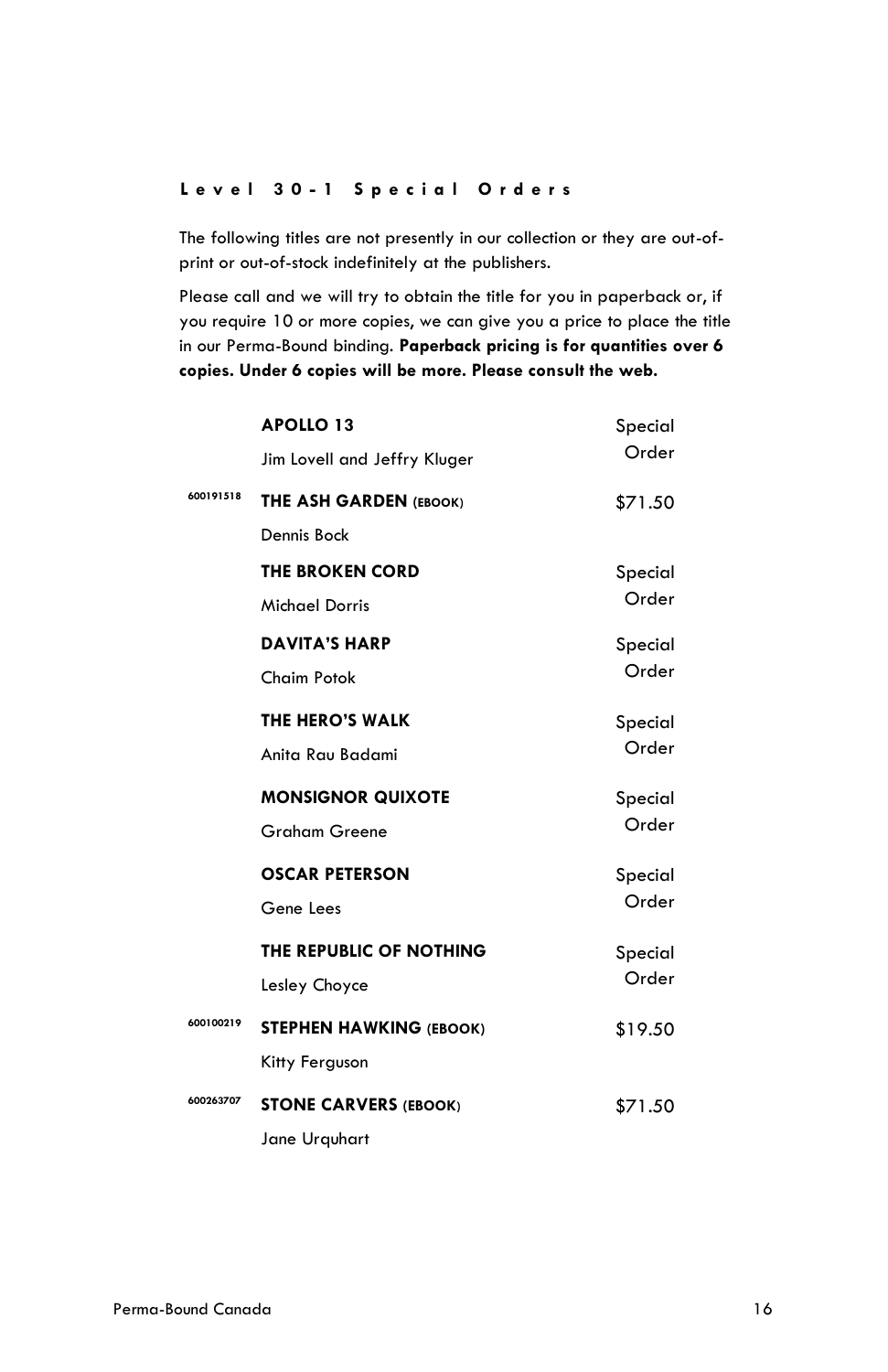## Level 30-1 Special Orders

The following titles are not presently in our collection or they are out-of-print or out-of-stock indefinitely at the publishers.

Please call and we will try to obtain the title for you in paperback or, if you require 10 or more copies, we can give you a price to place the title in our Perma-Bound binding. **Paperback pricing is for quantities over 6 copies. Under 6 copies will be more. Please consult the web.**

| | Title / Author | Price |
|---|---|---|
| | **APOLLO 13**<br>Jim Lovell and Jeffry Kluger | Special Order |
| 600191518 | **THE ASH GARDEN (EBOOK)**<br>Dennis Bock | $71.50 |
| | **THE BROKEN CORD**<br>Michael Dorris | Special Order |
| | **DAVITA'S HARP**<br>Chaim Potok | Special Order |
| | **THE HERO'S WALK**<br>Anita Rau Badami | Special Order |
| | **MONSIGNOR QUIXOTE**<br>Graham Greene | Special Order |
| | **OSCAR PETERSON**<br>Gene Lees | Special Order |
| | **THE REPUBLIC OF NOTHING**<br>Lesley Choyce | Special Order |
| 600100219 | **STEPHEN HAWKING (EBOOK)**<br>Kitty Ferguson | $19.50 |
| 600263707 | **STONE CARVERS (EBOOK)**<br>Jane Urquhart | $71.50 |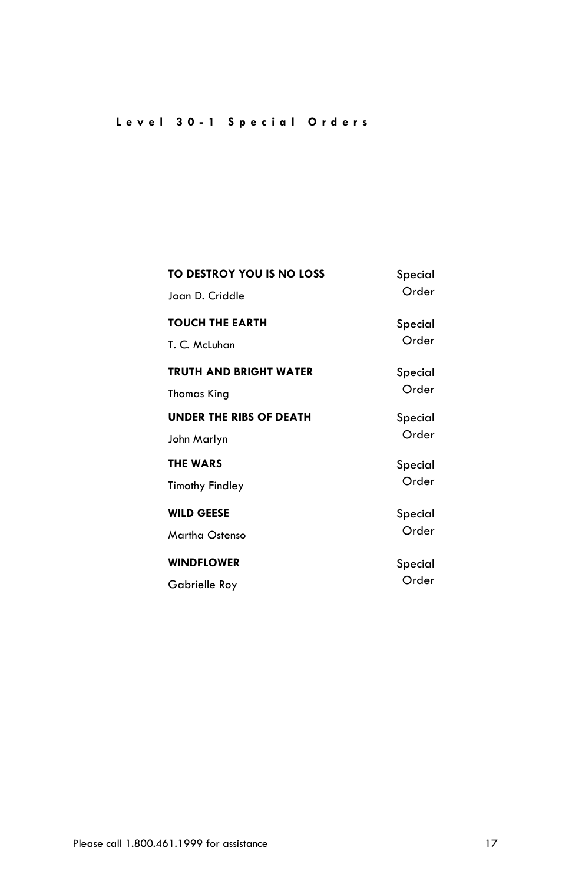**Level 30-1 Special Orders**

| Title / Author | Availability |
| --- | --- |
| **TO DESTROY YOU IS NO LOSS**<br>Joan D. Criddle | Special Order |
| **TOUCH THE EARTH**<br>T. C. McLuhan | Special Order |
| **TRUTH AND BRIGHT WATER**<br>Thomas King | Special Order |
| **UNDER THE RIBS OF DEATH**<br>John Marlyn | Special Order |
| **THE WARS**<br>Timothy Findley | Special Order |
| **WILD GEESE**<br>Martha Ostenso | Special Order |
| **WINDFLOWER**<br>Gabrielle Roy | Special Order |

Please call 1.800.461.1999 for assistance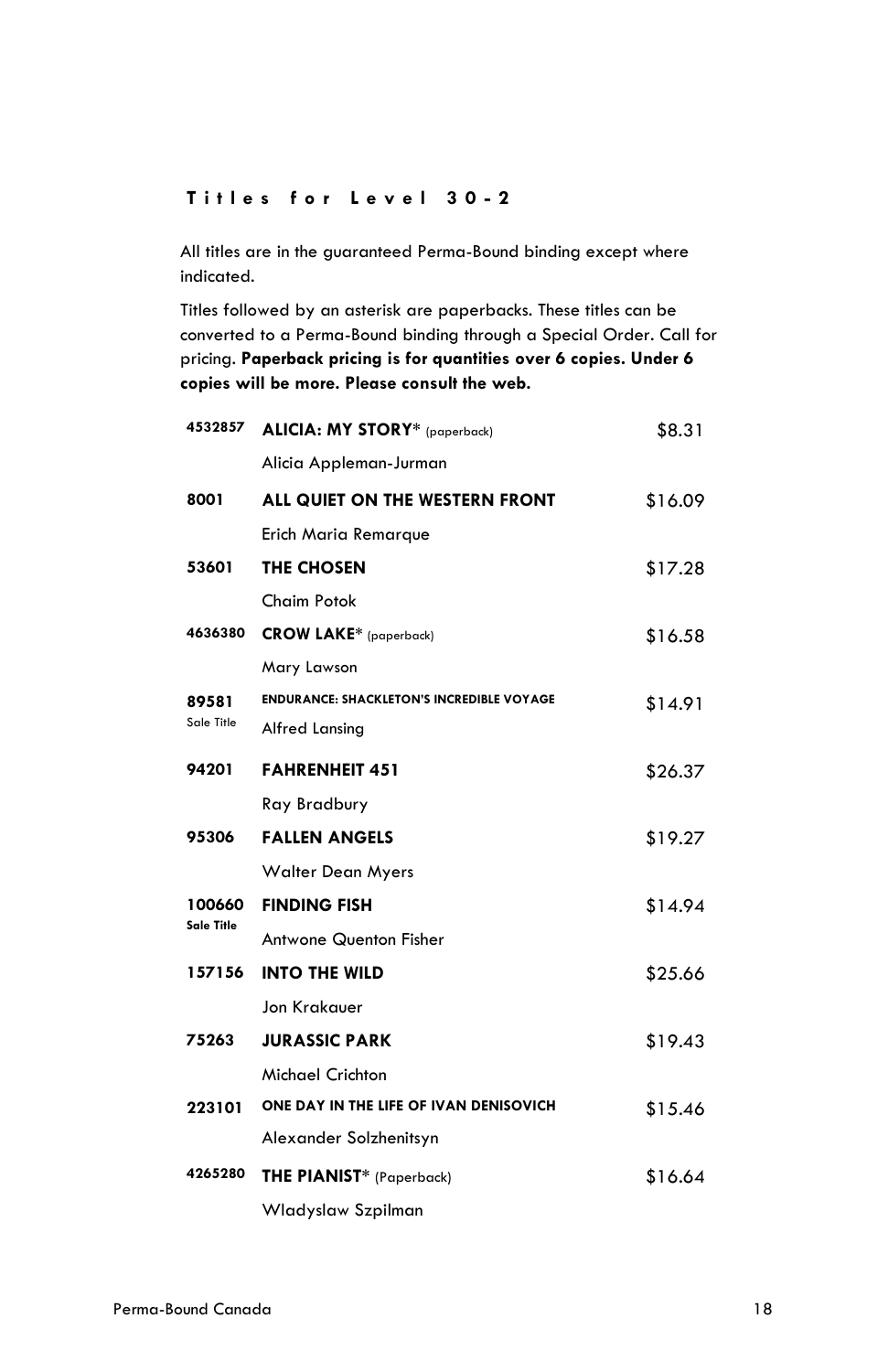## Titles for Level 30-2

All titles are in the guaranteed Perma-Bound binding except where indicated.

Titles followed by an asterisk are paperbacks. These titles can be converted to a Perma-Bound binding through a Special Order. Call for pricing. **Paperback pricing is for quantities over 6 copies. Under 6 copies will be more. Please consult the web.**

| | | |
|---|---|---|
| **4532857** | **ALICIA: MY STORY*** (paperback)<br>Alicia Appleman-Jurman | $8.31 |
| **8001** | **ALL QUIET ON THE WESTERN FRONT**<br>Erich Maria Remarque | $16.09 |
| **53601** | **THE CHOSEN**<br>Chaim Potok | $17.28 |
| **4636380** | **CROW LAKE*** (paperback)<br>Mary Lawson | $16.58 |
| **89581**<br>Sale Title | **ENDURANCE: SHACKLETON'S INCREDIBLE VOYAGE**<br>Alfred Lansing | $14.91 |
| **94201** | **FAHRENHEIT 451**<br>Ray Bradbury | $26.37 |
| **95306** | **FALLEN ANGELS**<br>Walter Dean Myers | $19.27 |
| **100660**<br>**Sale Title** | **FINDING FISH**<br>Antwone Quenton Fisher | $14.94 |
| **157156** | **INTO THE WILD**<br>Jon Krakauer | $25.66 |
| **75263** | **JURASSIC PARK**<br>Michael Crichton | $19.43 |
| **223101** | **ONE DAY IN THE LIFE OF IVAN DENISOVICH**<br>Alexander Solzhenitsyn | $15.46 |
| **4265280** | **THE PIANIST*** (Paperback)<br>Wladyslaw Szpilman | $16.64 |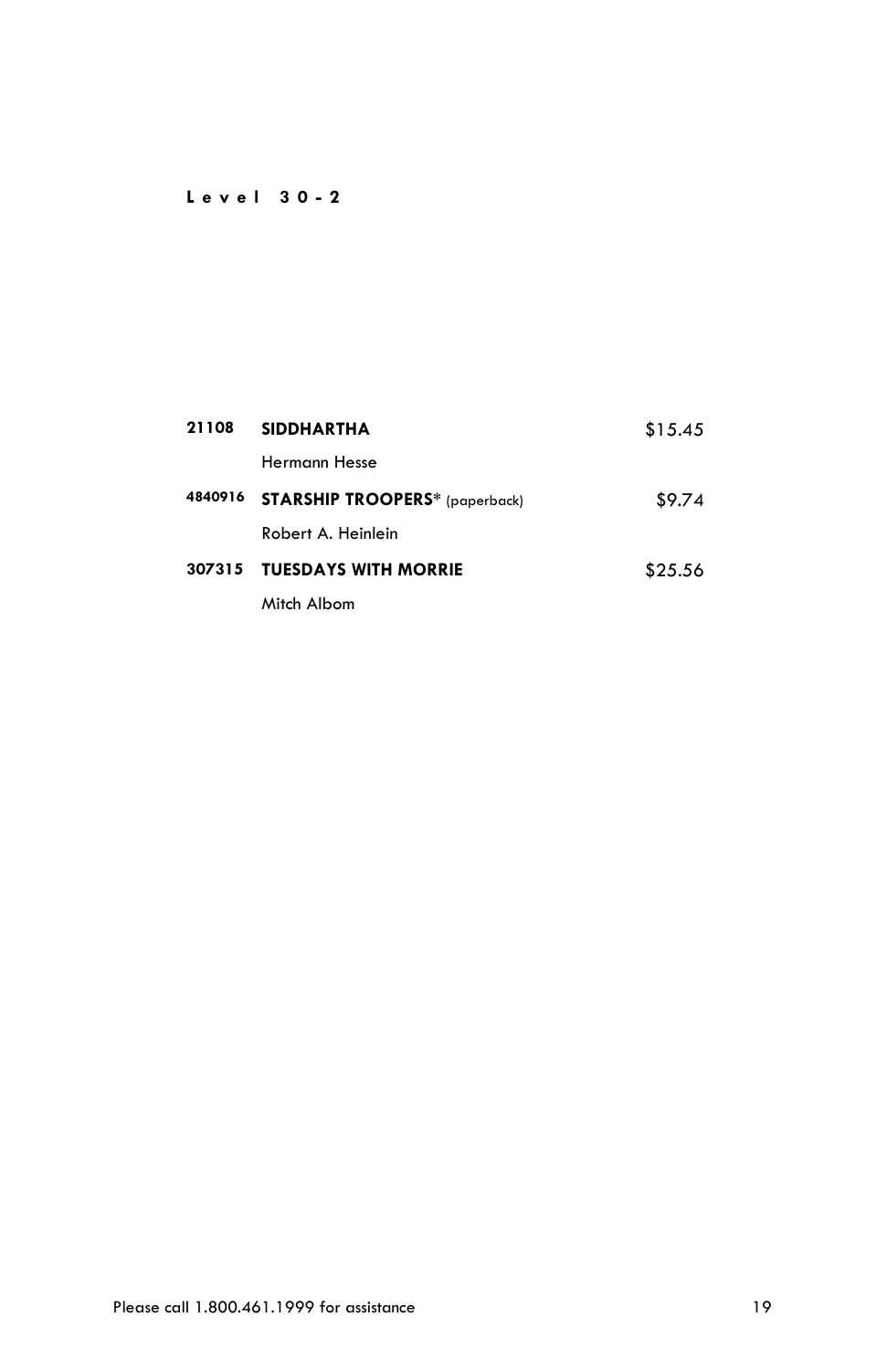**Level 30-2**

| | | |
|---|---|---|
| **21108** | **SIDDHARTHA** | $15.45 |
| | Hermann Hesse | |
| **4840916** | **STARSHIP TROOPERS*** (paperback) | $9.74 |
| | Robert A. Heinlein | |
| **307315** | **TUESDAYS WITH MORRIE** | $25.56 |
| | Mitch Albom | |

Please call 1.800.461.1999 for assistance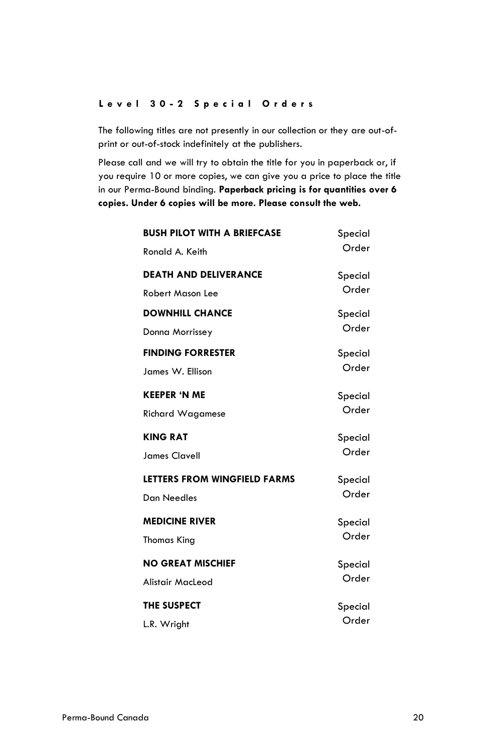## Level 30-2 Special Orders

The following titles are not presently in our collection or they are out-of-print or out-of-stock indefinitely at the publishers.

Please call and we will try to obtain the title for you in paperback or, if you require 10 or more copies, we can give you a price to place the title in our Perma-Bound binding. **Paperback pricing is for quantities over 6 copies. Under 6 copies will be more. Please consult the web.**

| Title / Author | |
|---|---|
| **BUSH PILOT WITH A BRIEFCASE**<br>Ronald A. Keith | Special Order |
| **DEATH AND DELIVERANCE**<br>Robert Mason Lee | Special Order |
| **DOWNHILL CHANCE**<br>Donna Morrissey | Special Order |
| **FINDING FORRESTER**<br>James W. Ellison | Special Order |
| **KEEPER 'N ME**<br>Richard Wagamese | Special Order |
| **KING RAT**<br>James Clavell | Special Order |
| **LETTERS FROM WINGFIELD FARMS**<br>Dan Needles | Special Order |
| **MEDICINE RIVER**<br>Thomas King | Special Order |
| **NO GREAT MISCHIEF**<br>Alistair MacLeod | Special Order |
| **THE SUSPECT**<br>L.R. Wright | Special Order |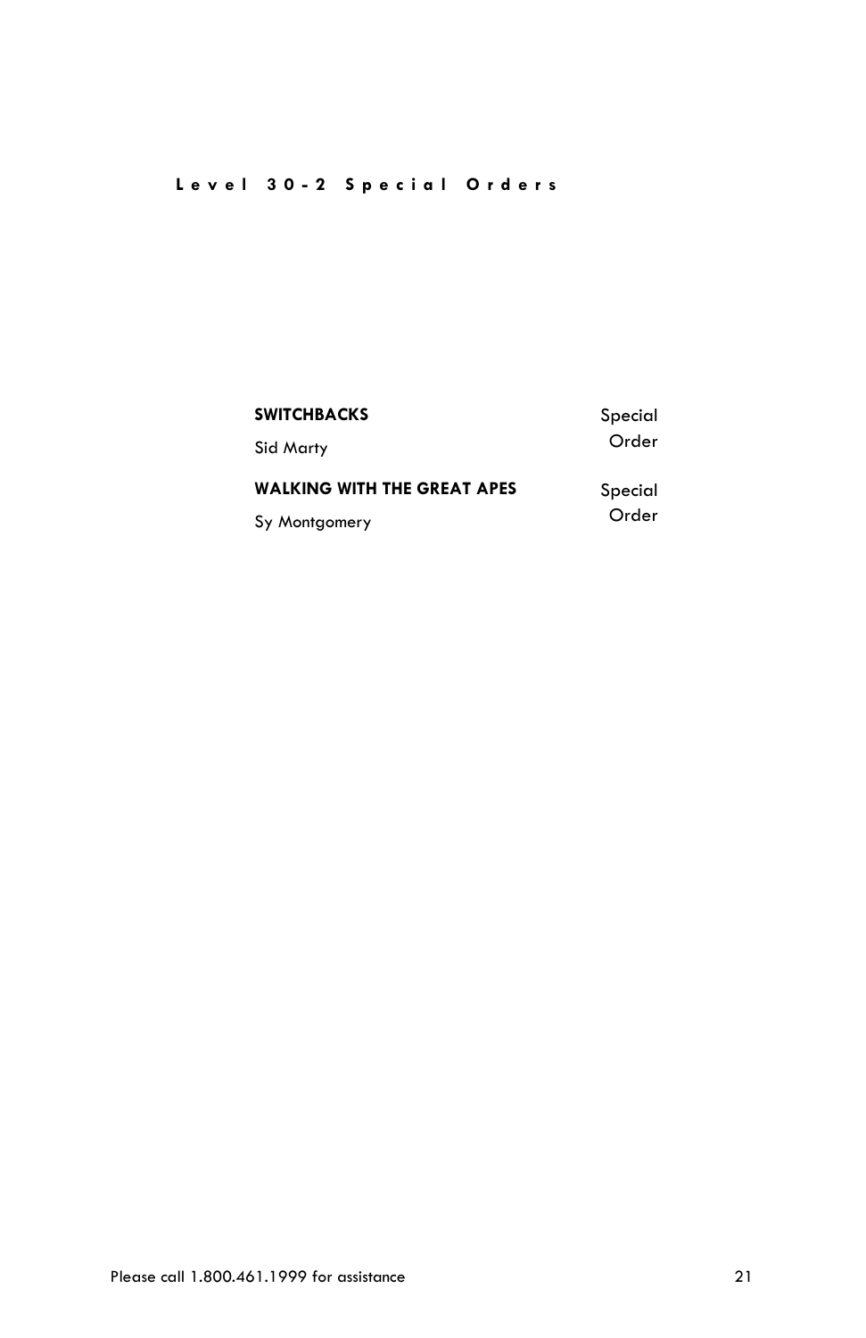## Level 30-2 Special Orders

| | |
|---|---|
| **SWITCHBACKS**<br>Sid Marty | Special Order |
| **WALKING WITH THE GREAT APES**<br>Sy Montgomery | Special Order |

Please call 1.800.461.1999 for assistance